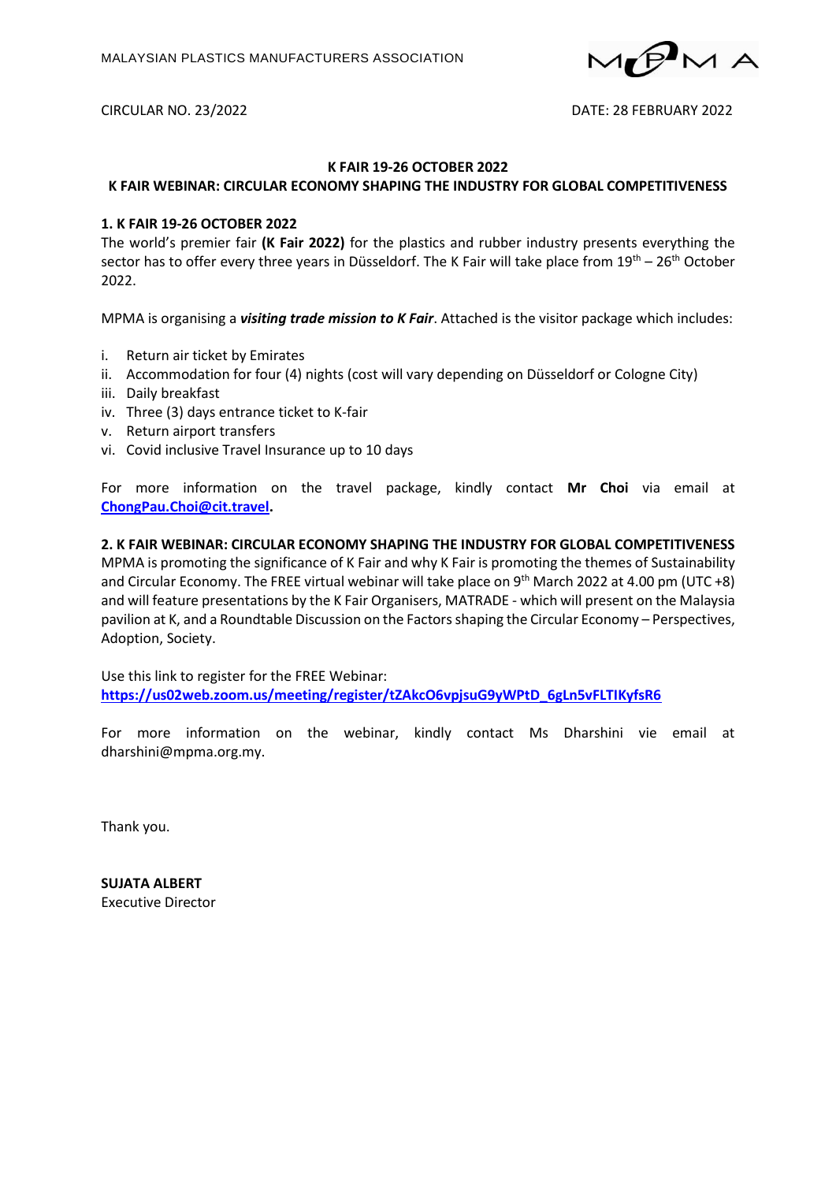MALAYSIAN PLASTICS MANUFACTURERS ASSOCIATION

CIRCULAR NO. 23/2022

DATE: 28 FEBRUARY 2022

**K FAIR 19-26 OCTOBER 2022**

**K FAIR WEBINAR: CIRCULAR ECONOMY SHAPING THE INDUSTRY FOR GLOBAL COMPETITIVENESS**

**1. K FAIR 19-26 OCTOBER 2022**

The world's premier fair **(K Fair 2022)** for the plastics and rubber industry presents everything the sector has to offer every three years in Düsseldorf. The K Fair will take place from 19th – 26th October 2022.

MPMA is organising a ***visiting trade mission to K Fair***. Attached is the visitor package which includes:

i. Return air ticket by Emirates
ii. Accommodation for four (4) nights (cost will vary depending on Düsseldorf or Cologne City)
iii. Daily breakfast
iv. Three (3) days entrance ticket to K-fair
v. Return airport transfers
vi. Covid inclusive Travel Insurance up to 10 days

For more information on the travel package, kindly contact **Mr Choi** via email at **ChongPau.Choi@cit.travel.**

**2. K FAIR WEBINAR: CIRCULAR ECONOMY SHAPING THE INDUSTRY FOR GLOBAL COMPETITIVENESS**

MPMA is promoting the significance of K Fair and why K Fair is promoting the themes of Sustainability and Circular Economy. The FREE virtual webinar will take place on 9th March 2022 at 4.00 pm (UTC +8) and will feature presentations by the K Fair Organisers, MATRADE - which will present on the Malaysia pavilion at K, and a Roundtable Discussion on the Factors shaping the Circular Economy – Perspectives, Adoption, Society.

Use this link to register for the FREE Webinar:
**https://us02web.zoom.us/meeting/register/tZAkcO6vpjsuG9yWPtD_6gLn5vFLTIKyfsR6**

For more information on the webinar, kindly contact Ms Dharshini vie email at dharshini@mpma.org.my.

Thank you.

**SUJATA ALBERT**
Executive Director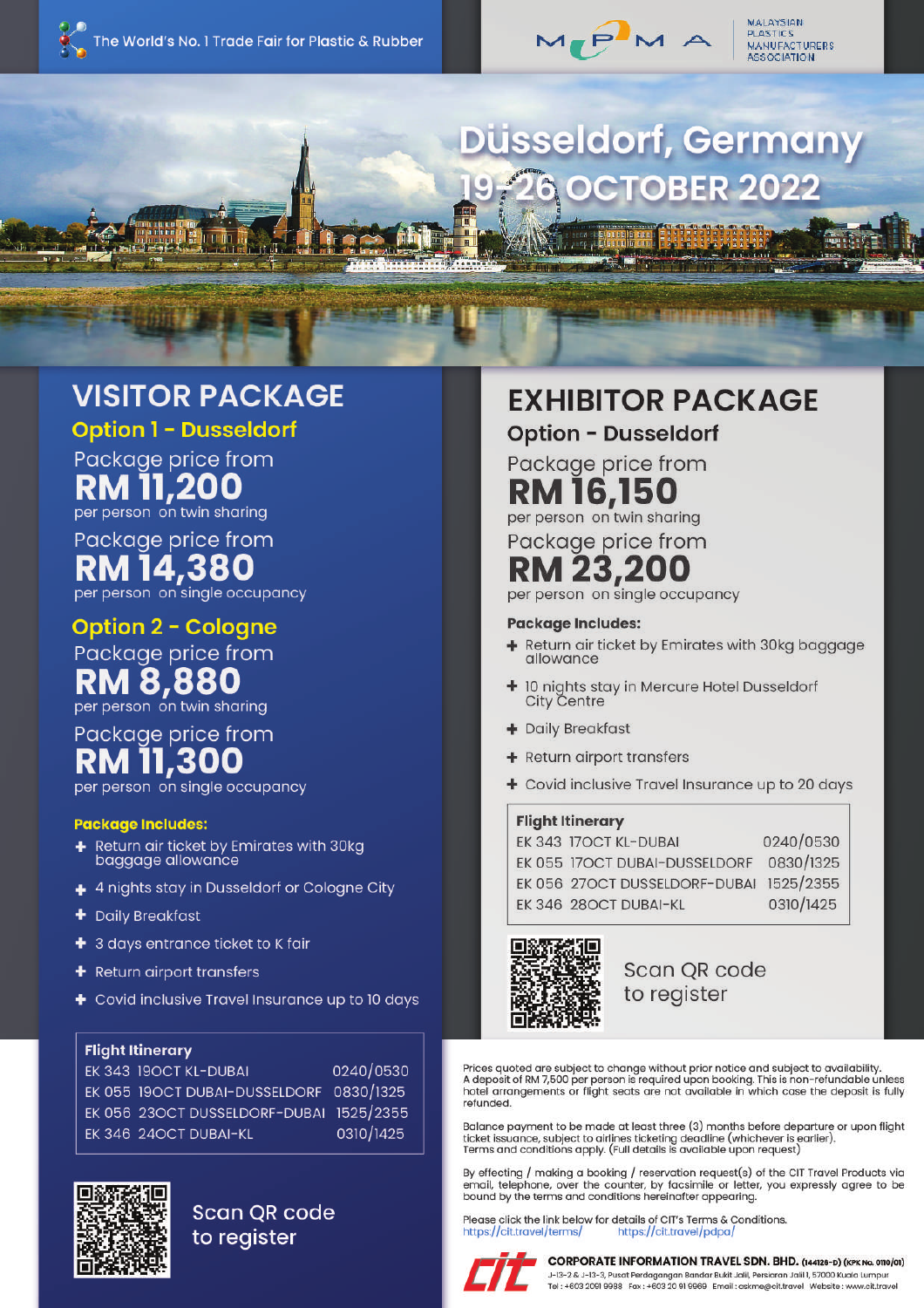The World's No. 1 Trade Fair for Plastic & Rubber

MPMA MALAYSIAN PLASTICS MANUFACTURERS ASSOCIATION

# Düsseldorf, Germany
# 19-26 OCTOBER 2022

## VISITOR PACKAGE

### Option 1 - Dusseldorf

Package price from
**RM 11,200**
per person on twin sharing

Package price from
**RM 14,380**
per person on single occupancy

### Option 2 - Cologne

Package price from
**RM 8,880**
per person on twin sharing

Package price from
**RM 11,300**
per person on single occupancy

**Package Includes:**

- Return air ticket by Emirates with 30kg baggage allowance
- 4 nights stay in Dusseldorf or Cologne City
- Daily Breakfast
- 3 days entrance ticket to K fair
- Return airport transfers
- Covid inclusive Travel Insurance up to 10 days

| Flight Itinerary | |
|---|---|
| EK 343 19OCT KL-DUBAI | 0240/0530 |
| EK 055 19OCT DUBAI-DUSSELDORF | 0830/1325 |
| EK 056 23OCT DUSSELDORF-DUBAI | 1525/2355 |
| EK 346 24OCT DUBAI-KL | 0310/1425 |

Scan QR code to register

## EXHIBITOR PACKAGE

### Option - Dusseldorf

Package price from
**RM 16,150**
per person on twin sharing

Package price from
**RM 23,200**
per person on single occupancy

**Package Includes:**

- Return air ticket by Emirates with 30kg baggage allowance
- 10 nights stay in Mercure Hotel Dusseldorf City Centre
- Daily Breakfast
- Return airport transfers
- Covid inclusive Travel Insurance up to 20 days

| Flight Itinerary | |
|---|---|
| EK 343 17OCT KL-DUBAI | 0240/0530 |
| EK 055 17OCT DUBAI-DUSSELDORF | 0830/1325 |
| EK 056 27OCT DUSSELDORF-DUBAI | 1525/2355 |
| EK 346 28OCT DUBAI-KL | 0310/1425 |

Scan QR code to register

Prices quoted are subject to change without prior notice and subject to availability. A deposit of RM 7,500 per person is required upon booking. This is non-refundable unless hotel arrangements or flight seats are not available in which case the deposit is fully refunded.

Balance payment to be made at least three (3) months before departure or upon flight ticket issuance, subject to airlines ticketing deadline (whichever is earlier). Terms and conditions apply. (Full details is available upon request)

By effecting / making a booking / reservation request(s) of the CIT Travel Products via email, telephone, over the counter, by facsimile or letter, you expressly agree to be bound by the terms and conditions hereinafter appearing.

Please click the link below for details of CIT's Terms & Conditions.
https://cit.travel/terms/ https://cit.travel/pdpa/

**CORPORATE INFORMATION TRAVEL SDN. BHD.** (144126-D) (KPK No. 0110/01)
J-13-2 & J-13-3, Pusat Perdagangan Bandar Bukit Jalil, Persiaran Jalil 1, 57000 Kuala Lumpur
Tel : +603 2091 9988 Fax : +603 20 91 9969 Email : cskme@cit.travel Website : www.cit.travel